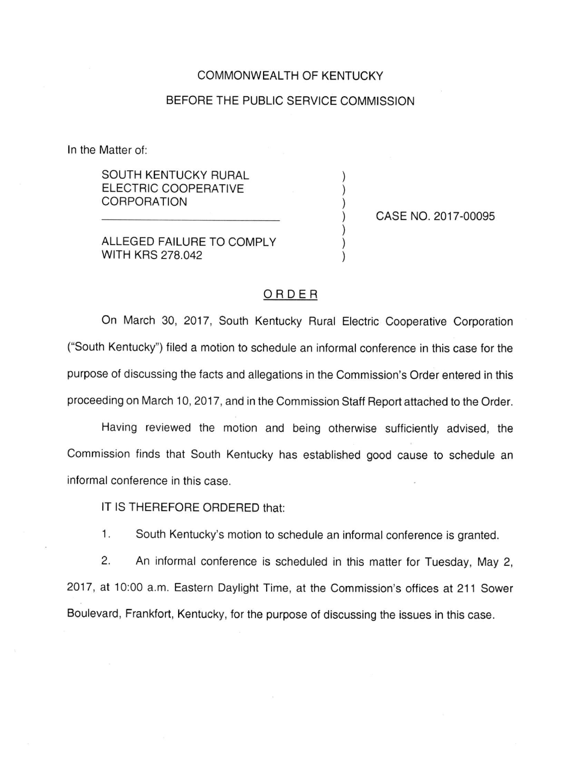COMMONWEALTH OF KENTUCKY

BEFORE THE PUBLIC SERVICE COMMISSION

In the Matter of:

| | | |
|---|---|---|
| SOUTH KENTUCKY RURAL ELECTRIC COOPERATIVE CORPORATION | ) | CASE NO. 2017-00095 |
| ALLEGED FAILURE TO COMPLY WITH KRS 278.042 | ) | |

## ORDER

On March 30, 2017, South Kentucky Rural Electric Cooperative Corporation ("South Kentucky") filed a motion to schedule an informal conference in this case for the purpose of discussing the facts and allegations in the Commission's Order entered in this proceeding on March 10, 2017, and in the Commission Staff Report attached to the Order.

Having reviewed the motion and being otherwise sufficiently advised, the Commission finds that South Kentucky has established good cause to schedule an informal conference in this case.

IT IS THEREFORE ORDERED that:

1. South Kentucky's motion to schedule an informal conference is granted.

2. An informal conference is scheduled in this matter for Tuesday, May 2, 2017, at 10:00 a.m. Eastern Daylight Time, at the Commission's offices at 211 Sower Boulevard, Frankfort, Kentucky, for the purpose of discussing the issues in this case.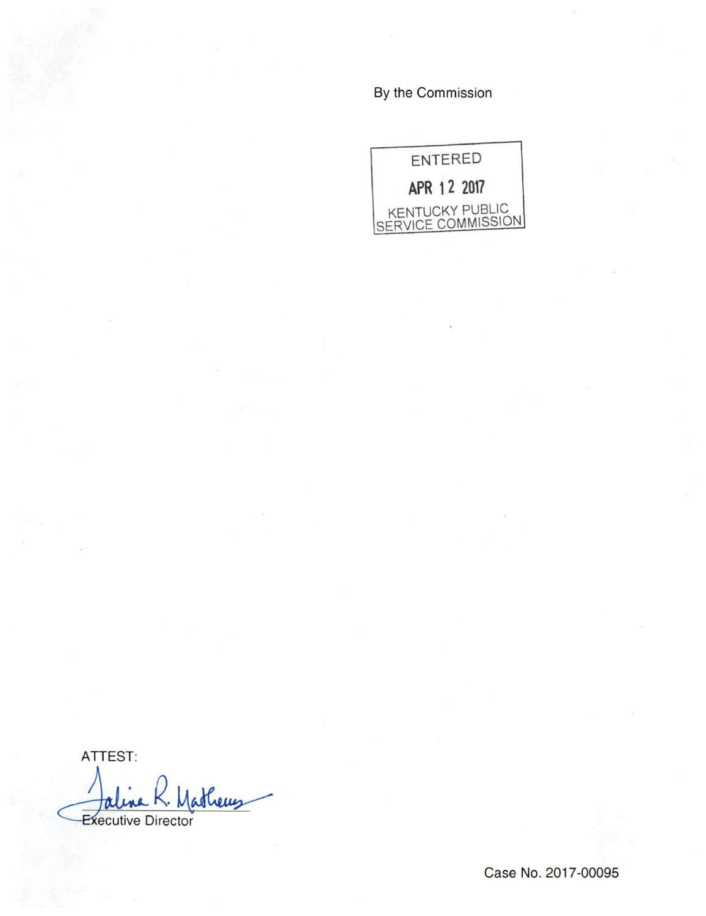By the Commission

ENTERED

APR 12 2017

KENTUCKY PUBLIC SERVICE COMMISSION

ATTEST:

Talina R. Mathews

Executive Director

Case No. 2017-00095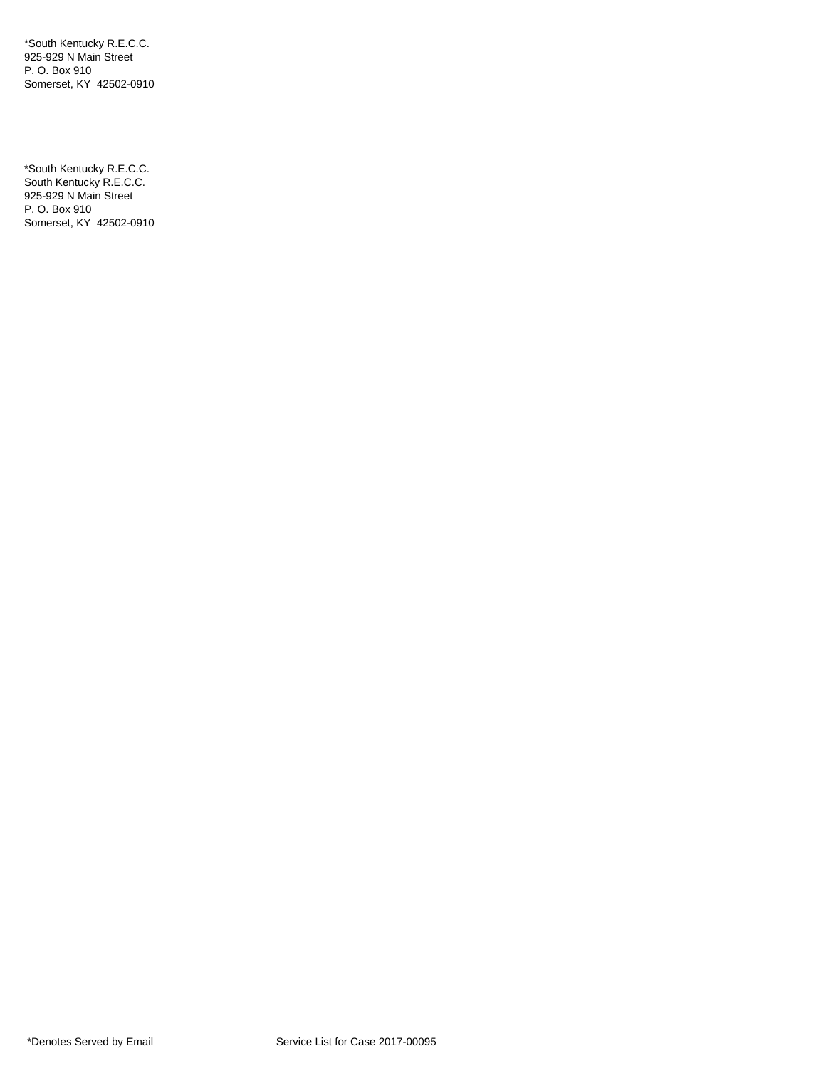*South Kentucky R.E.C.C.
925-929 N Main Street
P. O. Box 910
Somerset, KY  42502-0910

*South Kentucky R.E.C.C.
South Kentucky R.E.C.C.
925-929 N Main Street
P. O. Box 910
Somerset, KY  42502-0910

*Denotes Served by Email

Service List for Case 2017-00095